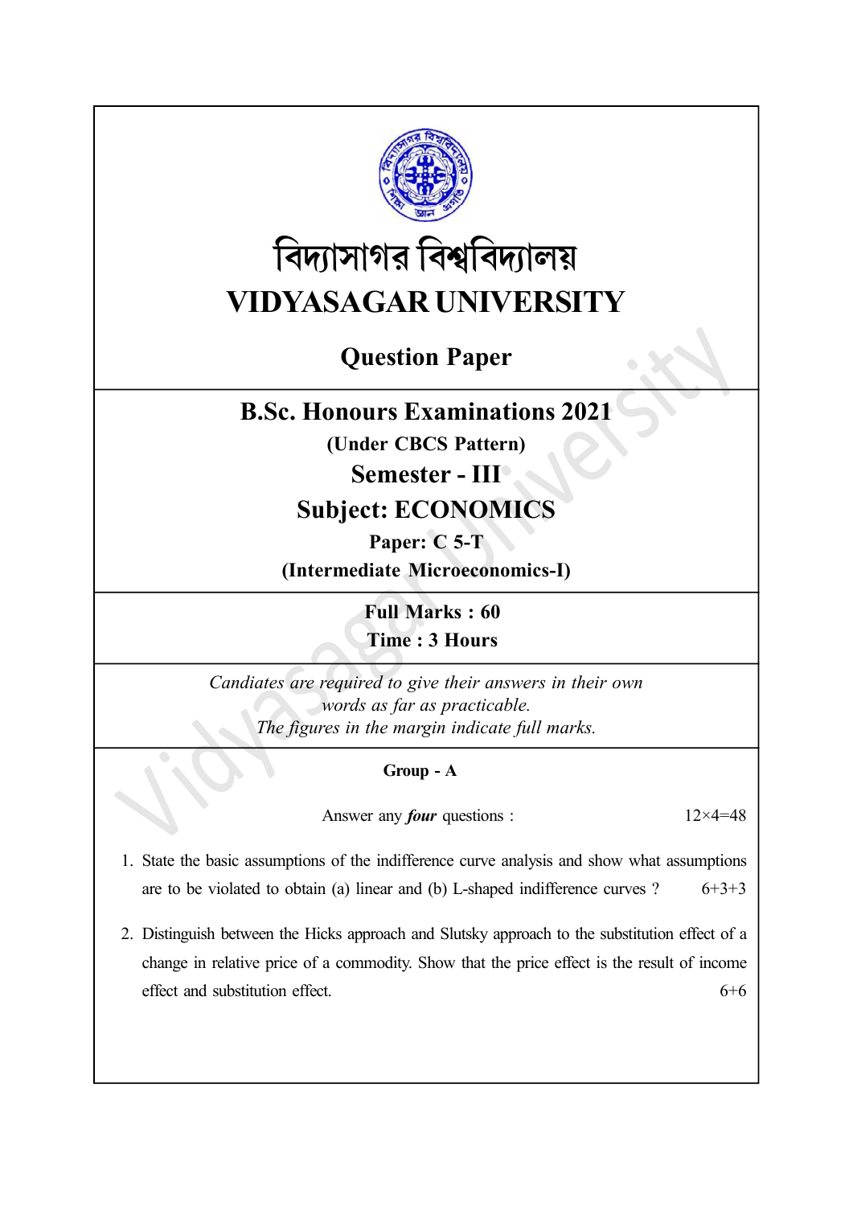# বিদ্যাসাগর বিশ্ববিদ্যালয়

# VIDYASAGAR UNIVERSITY

## Question Paper

## B.Sc. Honours Examinations 2021

**(Under CBCS Pattern)**

## Semester - III

## Subject: ECONOMICS

**Paper: C 5-T**

**(Intermediate Microeconomics-I)**

**Full Marks : 60**

**Time : 3 Hours**

*Candiates are required to give their answers in their own words as far as practicable.*

*The figures in the margin indicate full marks.*

### Group - A

Answer any ***four*** questions : 12×4=48

1. State the basic assumptions of the indifference curve analysis and show what assumptions are to be violated to obtain (a) linear and (b) L-shaped indifference curves ? 6+3+3

2. Distinguish between the Hicks approach and Slutsky approach to the substitution effect of a change in relative price of a commodity. Show that the price effect is the result of income effect and substitution effect. 6+6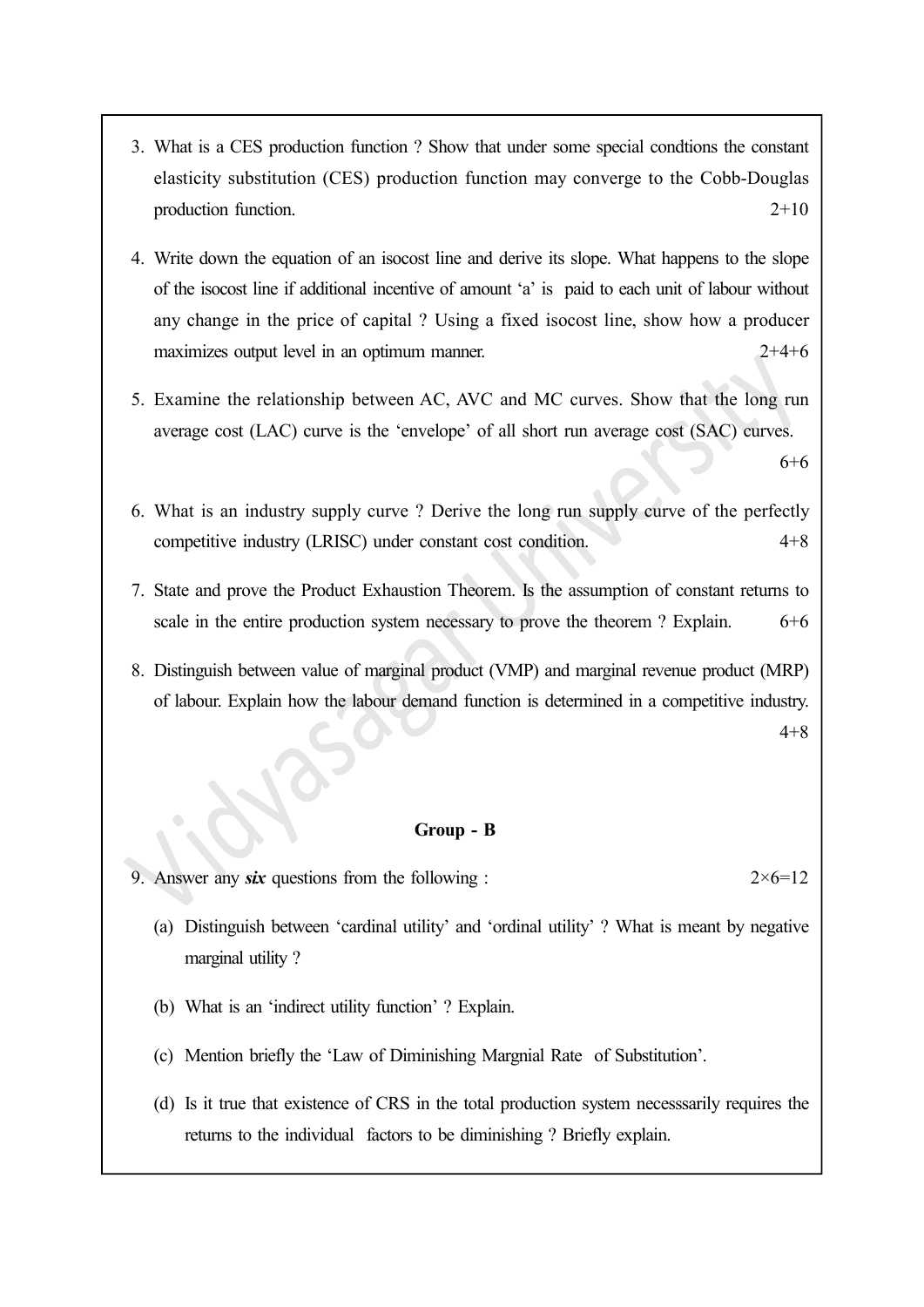3. What is a CES production function ? Show that under some special condtions the constant elasticity substitution (CES) production function may converge to the Cobb-Douglas production function. 2+10

4. Write down the equation of an isocost line and derive its slope. What happens to the slope of the isocost line if additional incentive of amount 'a' is paid to each unit of labour without any change in the price of capital ? Using a fixed isocost line, show how a producer maximizes output level in an optimum manner. 2+4+6

5. Examine the relationship between AC, AVC and MC curves. Show that the long run average cost (LAC) curve is the 'envelope' of all short run average cost (SAC) curves. 6+6

6. What is an industry supply curve ? Derive the long run supply curve of the perfectly competitive industry (LRISC) under constant cost condition. 4+8

7. State and prove the Product Exhaustion Theorem. Is the assumption of constant returns to scale in the entire production system necessary to prove the theorem ? Explain. 6+6

8. Distinguish between value of marginal product (VMP) and marginal revenue product (MRP) of labour. Explain how the labour demand function is determined in a competitive industry. 4+8

### Group - B

9. Answer any ***six*** questions from the following : $2\times6=12$

   (a) Distinguish between 'cardinal utility' and 'ordinal utility' ? What is meant by negative marginal utility ?

   (b) What is an 'indirect utility function' ? Explain.

   (c) Mention briefly the 'Law of Diminishing Margnial Rate of Substitution'.

   (d) Is it true that existence of CRS in the total production system necesssarily requires the returns to the individual factors to be diminishing ? Briefly explain.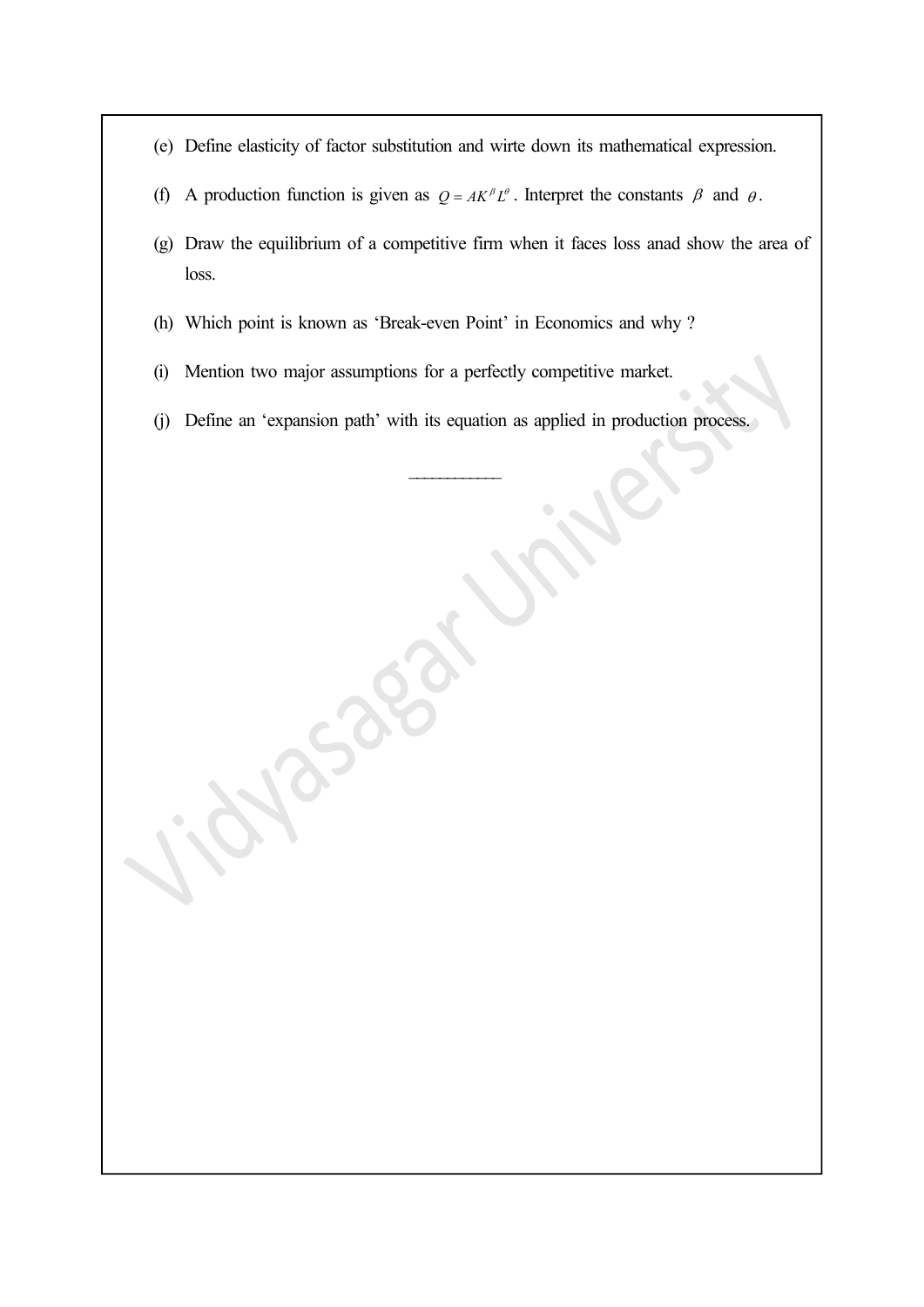(e) Define elasticity of factor substitution and wirte down its mathematical expression.

(f) A production function is given as $Q = AK^{\beta}L^{\theta}$. Interpret the constants $\beta$ and $\theta$.

(g) Draw the equilibrium of a competitive firm when it faces loss anad show the area of loss.

(h) Which point is known as 'Break-even Point' in Economics and why ?

(i) Mention two major assumptions for a perfectly competitive market.

(j) Define an 'expansion path' with its equation as applied in production process.

———————